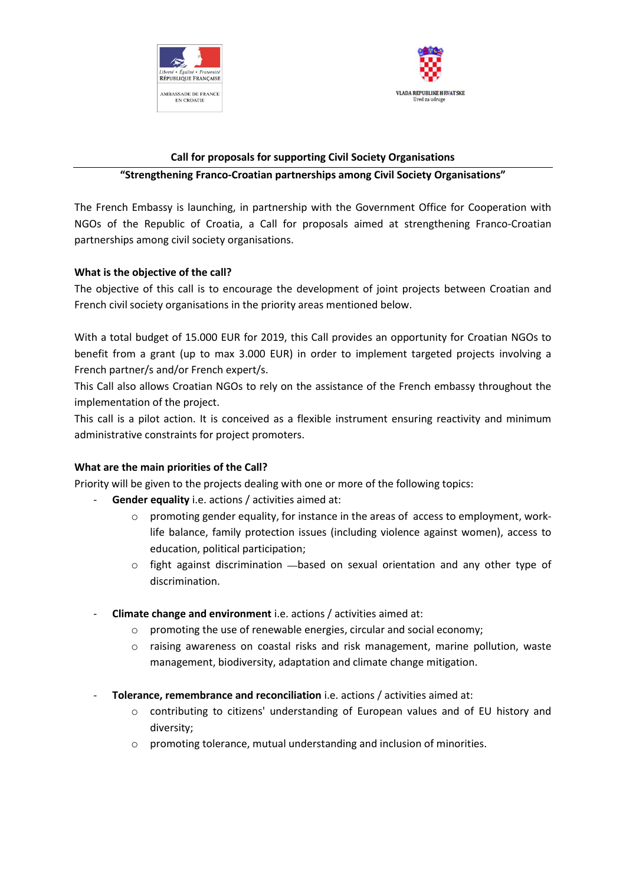Liberté • Égalité • Fraternité
RÉPUBLIQUE FRANÇAISE

AMBASSADE DE FRANCE EN CROATIE

VLADA REPUBLIKE HRVATSKE
Ured za udruge

**Call for proposals for supporting Civil Society Organisations**

**"Strengthening Franco-Croatian partnerships among Civil Society Organisations"**

The French Embassy is launching, in partnership with the Government Office for Cooperation with NGOs of the Republic of Croatia, a Call for proposals aimed at strengthening Franco-Croatian partnerships among civil society organisations.

**What is the objective of the call?**

The objective of this call is to encourage the development of joint projects between Croatian and French civil society organisations in the priority areas mentioned below.

With a total budget of 15.000 EUR for 2019, this Call provides an opportunity for Croatian NGOs to benefit from a grant (up to max 3.000 EUR) in order to implement targeted projects involving a French partner/s and/or French expert/s.

This Call also allows Croatian NGOs to rely on the assistance of the French embassy throughout the implementation of the project.

This call is a pilot action. It is conceived as a flexible instrument ensuring reactivity and minimum administrative constraints for project promoters.

**What are the main priorities of the Call?**

Priority will be given to the projects dealing with one or more of the following topics:

- **Gender equality** i.e. actions / activities aimed at:
  - promoting gender equality, for instance in the areas of access to employment, work-life balance, family protection issues (including violence against women), access to education, political participation;
  - fight against discrimination —based on sexual orientation and any other type of discrimination.

- **Climate change and environment** i.e. actions / activities aimed at:
  - promoting the use of renewable energies, circular and social economy;
  - raising awareness on coastal risks and risk management, marine pollution, waste management, biodiversity, adaptation and climate change mitigation.

- **Tolerance, remembrance and reconciliation** i.e. actions / activities aimed at:
  - contributing to citizens' understanding of European values and of EU history and diversity;
  - promoting tolerance, mutual understanding and inclusion of minorities.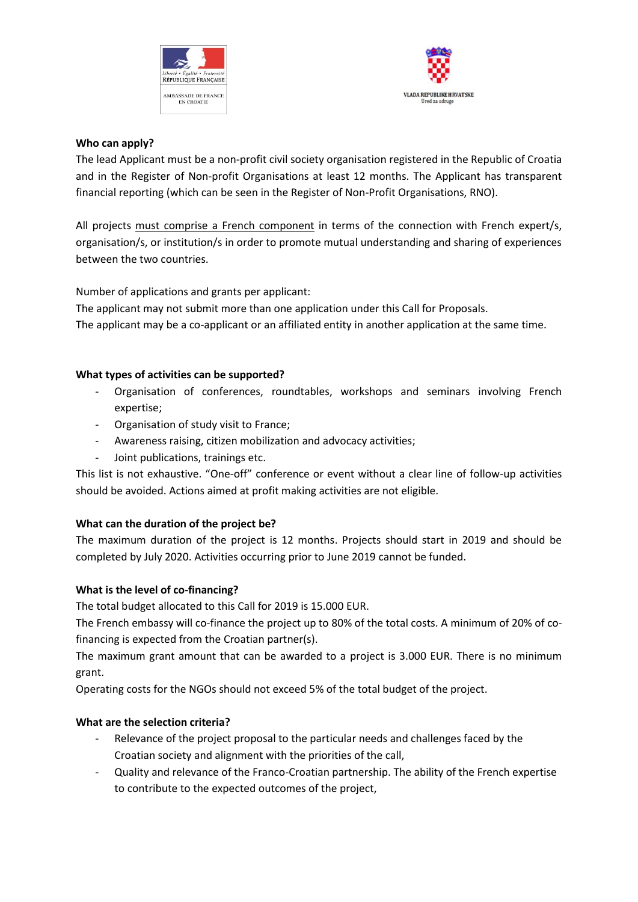**Who can apply?**

The lead Applicant must be a non-profit civil society organisation registered in the Republic of Croatia and in the Register of Non-profit Organisations at least 12 months. The Applicant has transparent financial reporting (which can be seen in the Register of Non-Profit Organisations, RNO).

All projects must comprise a French component in terms of the connection with French expert/s, organisation/s, or institution/s in order to promote mutual understanding and sharing of experiences between the two countries.

Number of applications and grants per applicant:
The applicant may not submit more than one application under this Call for Proposals.
The applicant may be a co-applicant or an affiliated entity in another application at the same time.

**What types of activities can be supported?**

- Organisation of conferences, roundtables, workshops and seminars involving French expertise;
- Organisation of study visit to France;
- Awareness raising, citizen mobilization and advocacy activities;
- Joint publications, trainings etc.

This list is not exhaustive. "One-off" conference or event without a clear line of follow-up activities should be avoided. Actions aimed at profit making activities are not eligible.

**What can the duration of the project be?**

The maximum duration of the project is 12 months. Projects should start in 2019 and should be completed by July 2020. Activities occurring prior to June 2019 cannot be funded.

**What is the level of co-financing?**

The total budget allocated to this Call for 2019 is 15.000 EUR.
The French embassy will co-finance the project up to 80% of the total costs. A minimum of 20% of co-financing is expected from the Croatian partner(s).
The maximum grant amount that can be awarded to a project is 3.000 EUR. There is no minimum grant.
Operating costs for the NGOs should not exceed 5% of the total budget of the project.

**What are the selection criteria?**

- Relevance of the project proposal to the particular needs and challenges faced by the Croatian society and alignment with the priorities of the call,
- Quality and relevance of the Franco-Croatian partnership. The ability of the French expertise to contribute to the expected outcomes of the project,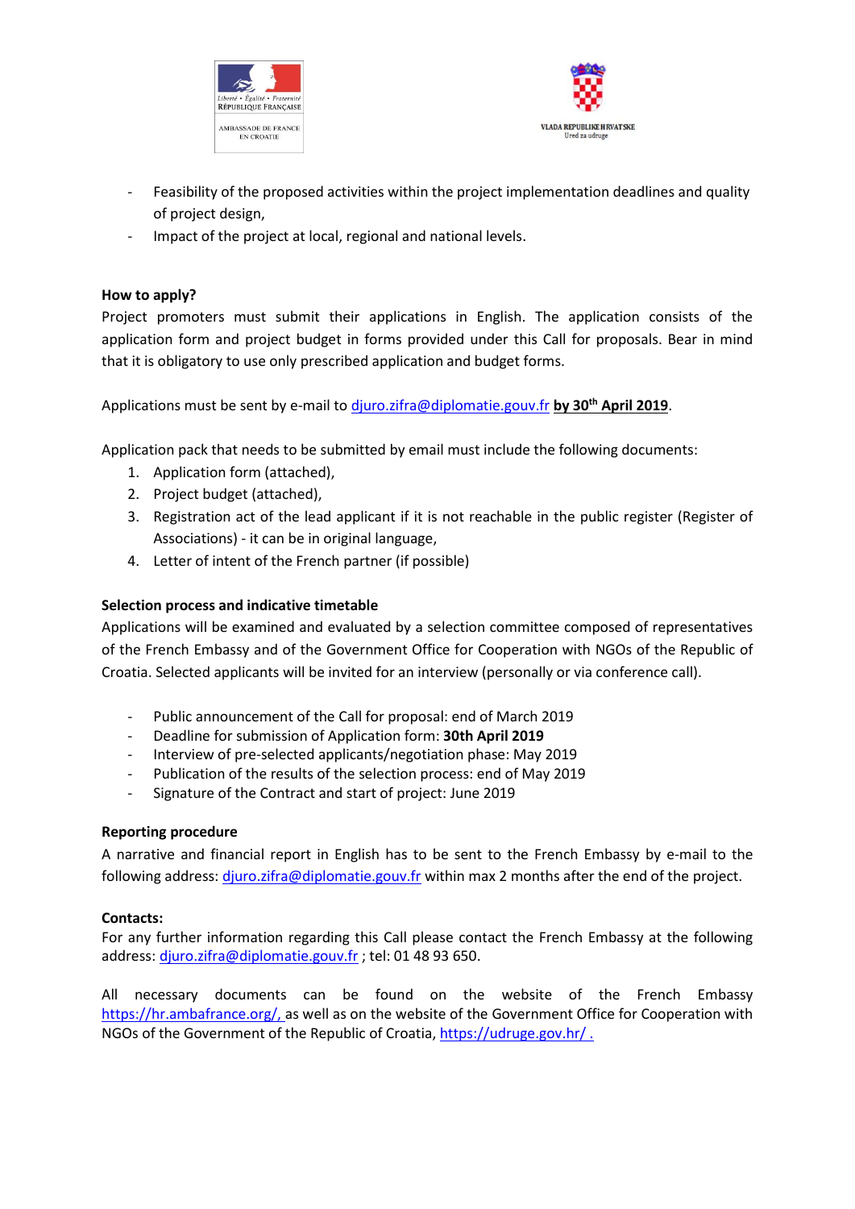- Feasibility of the proposed activities within the project implementation deadlines and quality of project design,
- Impact of the project at local, regional and national levels.

**How to apply?**

Project promoters must submit their applications in English. The application consists of the application form and project budget in forms provided under this Call for proposals. Bear in mind that it is obligatory to use only prescribed application and budget forms.

Applications must be sent by e-mail to djuro.zifra@diplomatie.gouv.fr **by 30th April 2019**.

Application pack that needs to be submitted by email must include the following documents:

1. Application form (attached),
2. Project budget (attached),
3. Registration act of the lead applicant if it is not reachable in the public register (Register of Associations) - it can be in original language,
4. Letter of intent of the French partner (if possible)

**Selection process and indicative timetable**

Applications will be examined and evaluated by a selection committee composed of representatives of the French Embassy and of the Government Office for Cooperation with NGOs of the Republic of Croatia. Selected applicants will be invited for an interview (personally or via conference call).

- Public announcement of the Call for proposal: end of March 2019
- Deadline for submission of Application form: **30th April 2019**
- Interview of pre-selected applicants/negotiation phase: May 2019
- Publication of the results of the selection process: end of May 2019
- Signature of the Contract and start of project: June 2019

**Reporting procedure**

A narrative and financial report in English has to be sent to the French Embassy by e-mail to the following address: djuro.zifra@diplomatie.gouv.fr within max 2 months after the end of the project.

**Contacts:**

For any further information regarding this Call please contact the French Embassy at the following address: djuro.zifra@diplomatie.gouv.fr ; tel: 01 48 93 650.

All necessary documents can be found on the website of the French Embassy https://hr.ambafrance.org/, as well as on the website of the Government Office for Cooperation with NGOs of the Government of the Republic of Croatia, https://udruge.gov.hr/ .